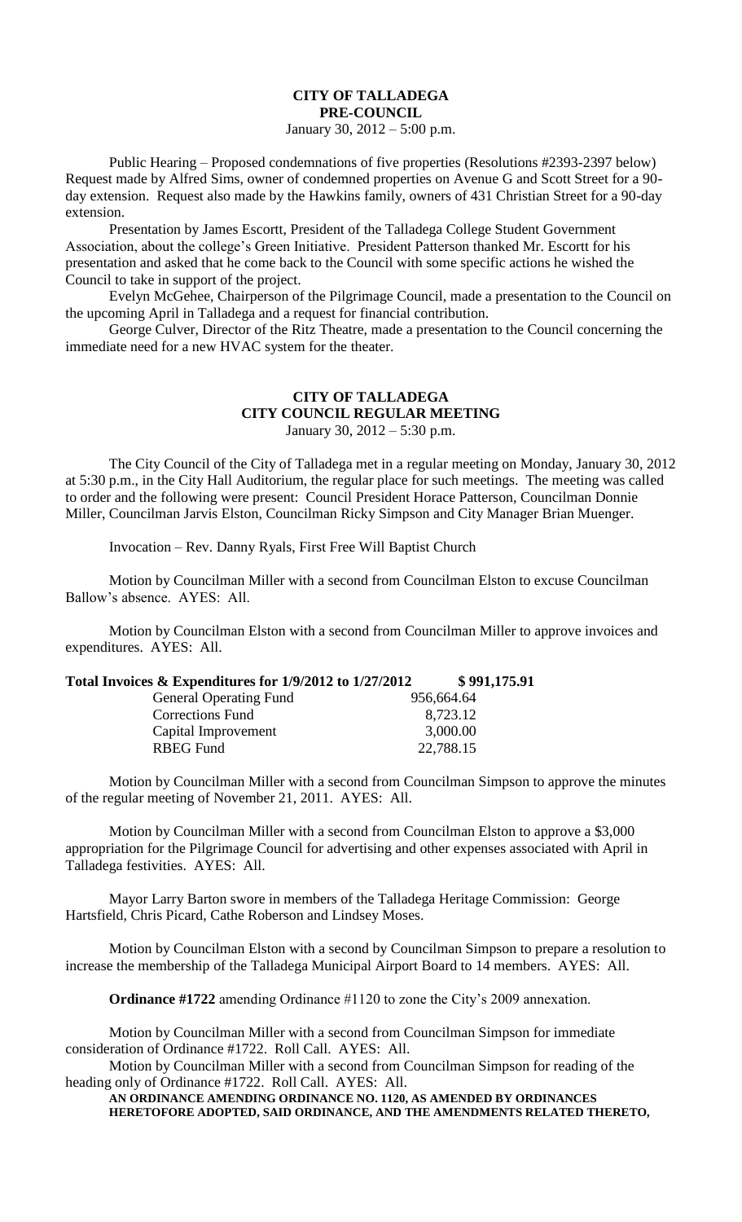# CITY OF TALLADEGA
## PRE-COUNCIL
January 30, 2012 – 5:00 p.m.

Public Hearing – Proposed condemnations of five properties (Resolutions #2393-2397 below) Request made by Alfred Sims, owner of condemned properties on Avenue G and Scott Street for a 90-day extension. Request also made by the Hawkins family, owners of 431 Christian Street for a 90-day extension.

Presentation by James Escortt, President of the Talladega College Student Government Association, about the college's Green Initiative. President Patterson thanked Mr. Escortt for his presentation and asked that he come back to the Council with some specific actions he wished the Council to take in support of the project.

Evelyn McGehee, Chairperson of the Pilgrimage Council, made a presentation to the Council on the upcoming April in Talladega and a request for financial contribution.

George Culver, Director of the Ritz Theatre, made a presentation to the Council concerning the immediate need for a new HVAC system for the theater.

# CITY OF TALLADEGA
## CITY COUNCIL REGULAR MEETING
January 30, 2012 – 5:30 p.m.

The City Council of the City of Talladega met in a regular meeting on Monday, January 30, 2012 at 5:30 p.m., in the City Hall Auditorium, the regular place for such meetings. The meeting was called to order and the following were present: Council President Horace Patterson, Councilman Donnie Miller, Councilman Jarvis Elston, Councilman Ricky Simpson and City Manager Brian Muenger.

Invocation – Rev. Danny Ryals, First Free Will Baptist Church

Motion by Councilman Miller with a second from Councilman Elston to excuse Councilman Ballow's absence. AYES: All.

Motion by Councilman Elston with a second from Councilman Miller to approve invoices and expenditures. AYES: All.

| **Total Invoices & Expenditures for 1/9/2012 to 1/27/2012** | | **$ 991,175.91** |
|---|---|---|
| General Operating Fund | 956,664.64 | |
| Corrections Fund | 8,723.12 | |
| Capital Improvement | 3,000.00 | |
| RBEG Fund | 22,788.15 | |

Motion by Councilman Miller with a second from Councilman Simpson to approve the minutes of the regular meeting of November 21, 2011. AYES: All.

Motion by Councilman Miller with a second from Councilman Elston to approve a $3,000 appropriation for the Pilgrimage Council for advertising and other expenses associated with April in Talladega festivities. AYES: All.

Mayor Larry Barton swore in members of the Talladega Heritage Commission: George Hartsfield, Chris Picard, Cathe Roberson and Lindsey Moses.

Motion by Councilman Elston with a second by Councilman Simpson to prepare a resolution to increase the membership of the Talladega Municipal Airport Board to 14 members. AYES: All.

**Ordinance #1722** amending Ordinance #1120 to zone the City's 2009 annexation.

Motion by Councilman Miller with a second from Councilman Simpson for immediate consideration of Ordinance #1722. Roll Call. AYES: All.

Motion by Councilman Miller with a second from Councilman Simpson for reading of the heading only of Ordinance #1722. Roll Call. AYES: All.

**AN ORDINANCE AMENDING ORDINANCE NO. 1120, AS AMENDED BY ORDINANCES HERETOFORE ADOPTED, SAID ORDINANCE, AND THE AMENDMENTS RELATED THERETO,**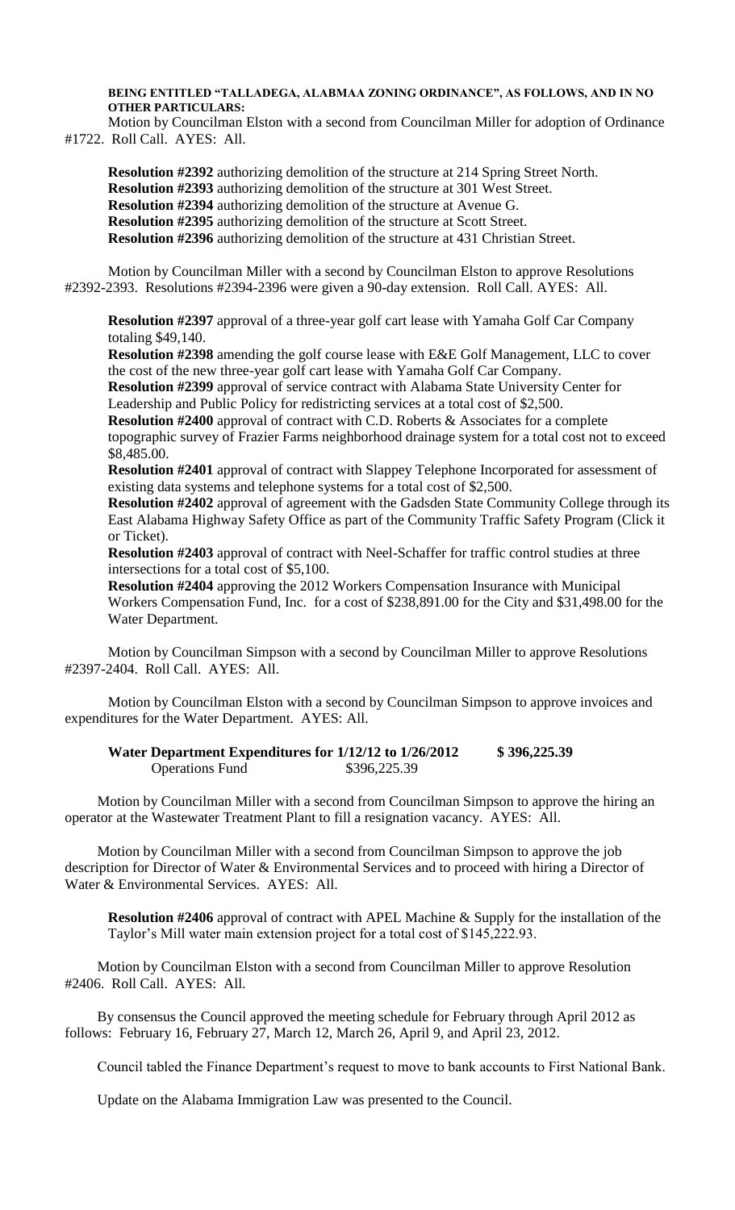**BEING ENTITLED "TALLADEGA, ALABMAA ZONING ORDINANCE", AS FOLLOWS, AND IN NO OTHER PARTICULARS:**

Motion by Councilman Elston with a second from Councilman Miller for adoption of Ordinance #1722. Roll Call. AYES: All.

**Resolution #2392** authorizing demolition of the structure at 214 Spring Street North.
**Resolution #2393** authorizing demolition of the structure at 301 West Street.
**Resolution #2394** authorizing demolition of the structure at Avenue G.
**Resolution #2395** authorizing demolition of the structure at Scott Street.
**Resolution #2396** authorizing demolition of the structure at 431 Christian Street.

Motion by Councilman Miller with a second by Councilman Elston to approve Resolutions #2392-2393. Resolutions #2394-2396 were given a 90-day extension. Roll Call. AYES: All.

**Resolution #2397** approval of a three-year golf cart lease with Yamaha Golf Car Company totaling $49,140.
**Resolution #2398** amending the golf course lease with E&E Golf Management, LLC to cover the cost of the new three-year golf cart lease with Yamaha Golf Car Company.
**Resolution #2399** approval of service contract with Alabama State University Center for Leadership and Public Policy for redistricting services at a total cost of $2,500.
**Resolution #2400** approval of contract with C.D. Roberts & Associates for a complete topographic survey of Frazier Farms neighborhood drainage system for a total cost not to exceed $8,485.00.
**Resolution #2401** approval of contract with Slappey Telephone Incorporated for assessment of existing data systems and telephone systems for a total cost of $2,500.
**Resolution #2402** approval of agreement with the Gadsden State Community College through its East Alabama Highway Safety Office as part of the Community Traffic Safety Program (Click it or Ticket).
**Resolution #2403** approval of contract with Neel-Schaffer for traffic control studies at three intersections for a total cost of $5,100.
**Resolution #2404** approving the 2012 Workers Compensation Insurance with Municipal Workers Compensation Fund, Inc. for a cost of $238,891.00 for the City and $31,498.00 for the Water Department.

Motion by Councilman Simpson with a second by Councilman Miller to approve Resolutions #2397-2404. Roll Call. AYES: All.

Motion by Councilman Elston with a second by Councilman Simpson to approve invoices and expenditures for the Water Department. AYES: All.

| **Water Department Expenditures for 1/12/12 to 1/26/2012** | **$ 396,225.39** |
|---|---|
| Operations Fund | $396,225.39 |

Motion by Councilman Miller with a second from Councilman Simpson to approve the hiring an operator at the Wastewater Treatment Plant to fill a resignation vacancy. AYES: All.

Motion by Councilman Miller with a second from Councilman Simpson to approve the job description for Director of Water & Environmental Services and to proceed with hiring a Director of Water & Environmental Services. AYES: All.

**Resolution #2406** approval of contract with APEL Machine & Supply for the installation of the Taylor's Mill water main extension project for a total cost of $145,222.93.

Motion by Councilman Elston with a second from Councilman Miller to approve Resolution #2406. Roll Call. AYES: All.

By consensus the Council approved the meeting schedule for February through April 2012 as follows: February 16, February 27, March 12, March 26, April 9, and April 23, 2012.

Council tabled the Finance Department's request to move to bank accounts to First National Bank.

Update on the Alabama Immigration Law was presented to the Council.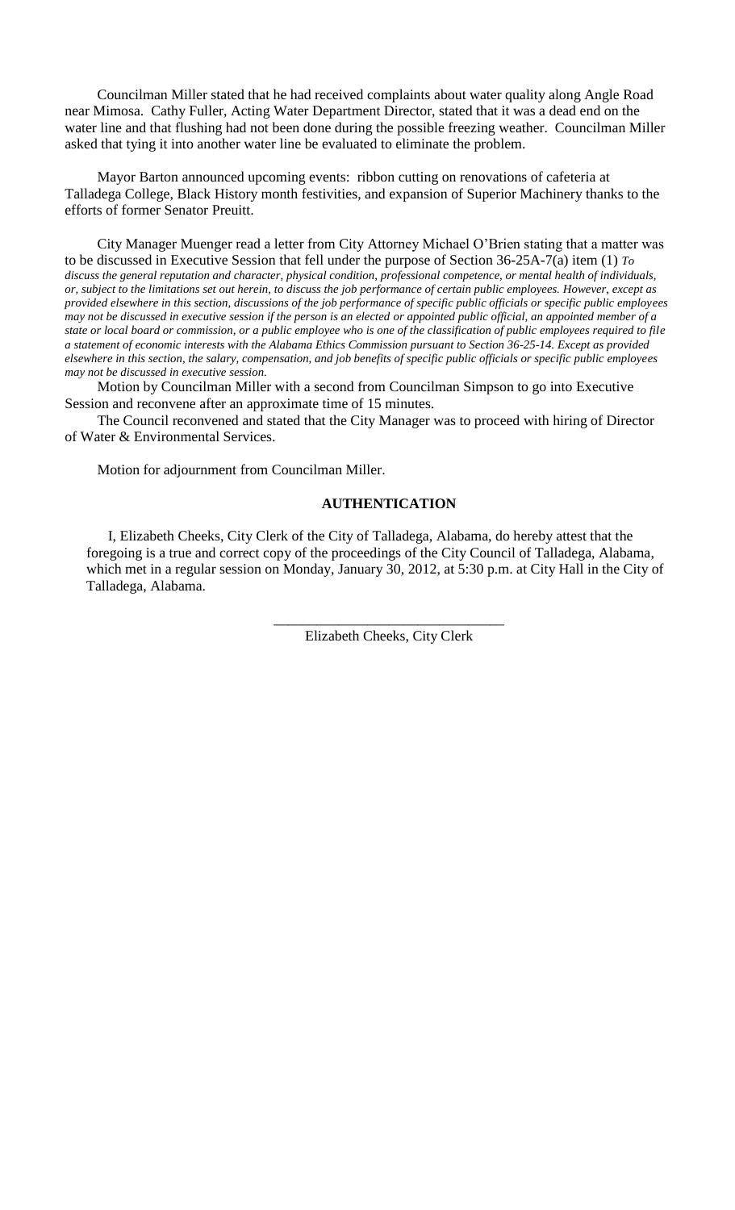Councilman Miller stated that he had received complaints about water quality along Angle Road near Mimosa. Cathy Fuller, Acting Water Department Director, stated that it was a dead end on the water line and that flushing had not been done during the possible freezing weather. Councilman Miller asked that tying it into another water line be evaluated to eliminate the problem.

Mayor Barton announced upcoming events: ribbon cutting on renovations of cafeteria at Talladega College, Black History month festivities, and expansion of Superior Machinery thanks to the efforts of former Senator Preuitt.

City Manager Muenger read a letter from City Attorney Michael O'Brien stating that a matter was to be discussed in Executive Session that fell under the purpose of Section 36-25A-7(a) item (1) *To discuss the general reputation and character, physical condition, professional competence, or mental health of individuals, or, subject to the limitations set out herein, to discuss the job performance of certain public employees. However, except as provided elsewhere in this section, discussions of the job performance of specific public officials or specific public employees may not be discussed in executive session if the person is an elected or appointed public official, an appointed member of a state or local board or commission, or a public employee who is one of the classification of public employees required to file a statement of economic interests with the Alabama Ethics Commission pursuant to Section 36-25-14. Except as provided elsewhere in this section, the salary, compensation, and job benefits of specific public officials or specific public employees may not be discussed in executive session.*

Motion by Councilman Miller with a second from Councilman Simpson to go into Executive Session and reconvene after an approximate time of 15 minutes.

The Council reconvened and stated that the City Manager was to proceed with hiring of Director of Water & Environmental Services.

Motion for adjournment from Councilman Miller.

**AUTHENTICATION**

I, Elizabeth Cheeks, City Clerk of the City of Talladega, Alabama, do hereby attest that the foregoing is a true and correct copy of the proceedings of the City Council of Talladega, Alabama, which met in a regular session on Monday, January 30, 2012, at 5:30 p.m. at City Hall in the City of Talladega, Alabama.

\_\_\_\_\_\_\_\_\_\_\_\_\_\_\_\_\_\_\_\_\_\_\_\_\_\_\_\_\_\_\_

Elizabeth Cheeks, City Clerk